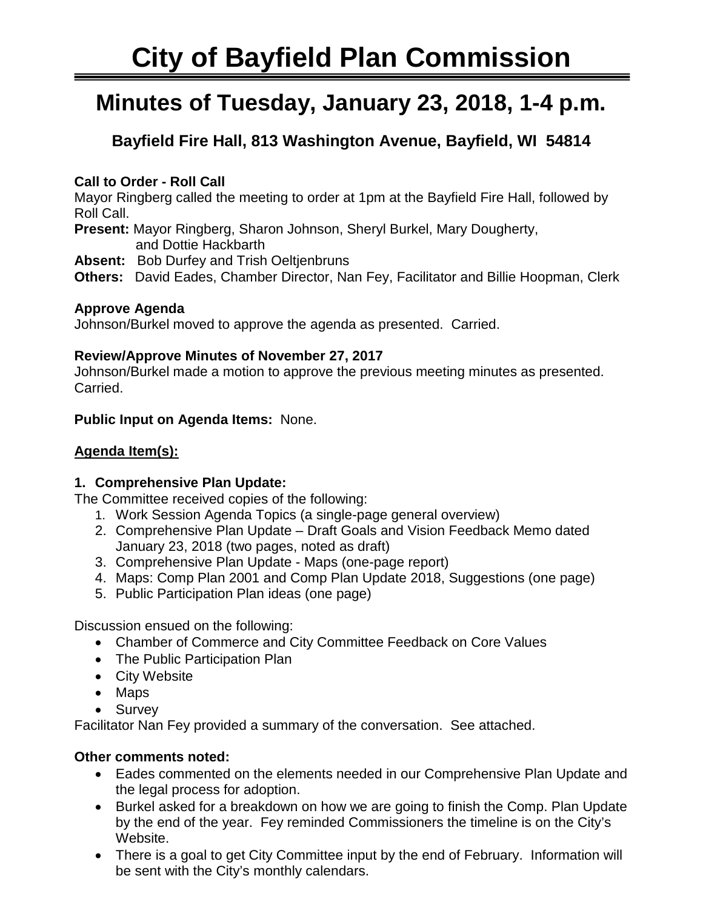# City of Bayfield Plan Commission

## Minutes of Tuesday, January 23, 2018, 1-4 p.m.

### Bayfield Fire Hall, 813 Washington Avenue, Bayfield, WI 54814

**Call to Order - Roll Call**

Mayor Ringberg called the meeting to order at 1pm at the Bayfield Fire Hall, followed by Roll Call.

**Present:** Mayor Ringberg, Sharon Johnson, Sheryl Burkel, Mary Dougherty, and Dottie Hackbarth

**Absent:** Bob Durfey and Trish Oeltjenbruns

**Others:** David Eades, Chamber Director, Nan Fey, Facilitator and Billie Hoopman, Clerk

**Approve Agenda**

Johnson/Burkel moved to approve the agenda as presented. Carried.

**Review/Approve Minutes of November 27, 2017**

Johnson/Burkel made a motion to approve the previous meeting minutes as presented. Carried.

**Public Input on Agenda Items:** None.

**<u>Agenda Item(s):</u>**

**1. Comprehensive Plan Update:**

The Committee received copies of the following:

1. Work Session Agenda Topics (a single-page general overview)
2. Comprehensive Plan Update – Draft Goals and Vision Feedback Memo dated January 23, 2018 (two pages, noted as draft)
3. Comprehensive Plan Update - Maps (one-page report)
4. Maps: Comp Plan 2001 and Comp Plan Update 2018, Suggestions (one page)
5. Public Participation Plan ideas (one page)

Discussion ensued on the following:

- Chamber of Commerce and City Committee Feedback on Core Values
- The Public Participation Plan
- City Website
- Maps
- Survey

Facilitator Nan Fey provided a summary of the conversation. See attached.

**Other comments noted:**

- Eades commented on the elements needed in our Comprehensive Plan Update and the legal process for adoption.
- Burkel asked for a breakdown on how we are going to finish the Comp. Plan Update by the end of the year. Fey reminded Commissioners the timeline is on the City's Website.
- There is a goal to get City Committee input by the end of February. Information will be sent with the City's monthly calendars.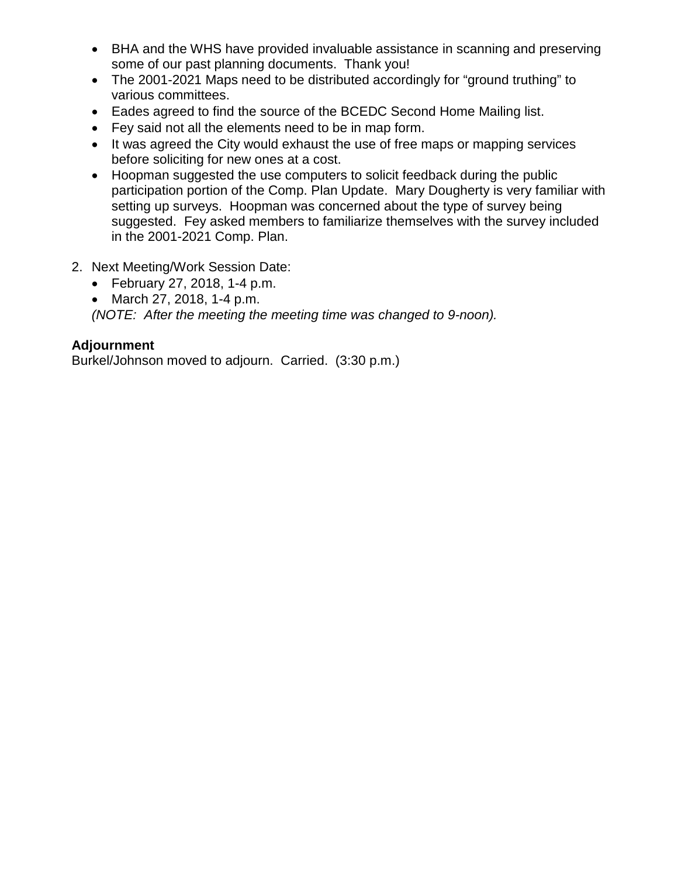- BHA and the WHS have provided invaluable assistance in scanning and preserving some of our past planning documents. Thank you!
- The 2001-2021 Maps need to be distributed accordingly for "ground truthing" to various committees.
- Eades agreed to find the source of the BCEDC Second Home Mailing list.
- Fey said not all the elements need to be in map form.
- It was agreed the City would exhaust the use of free maps or mapping services before soliciting for new ones at a cost.
- Hoopman suggested the use computers to solicit feedback during the public participation portion of the Comp. Plan Update. Mary Dougherty is very familiar with setting up surveys. Hoopman was concerned about the type of survey being suggested. Fey asked members to familiarize themselves with the survey included in the 2001-2021 Comp. Plan.

2. Next Meeting/Work Session Date:
   - February 27, 2018, 1-4 p.m.
   - March 27, 2018, 1-4 p.m.

   *(NOTE: After the meeting the meeting time was changed to 9-noon).*

**Adjournment**

Burkel/Johnson moved to adjourn. Carried. (3:30 p.m.)